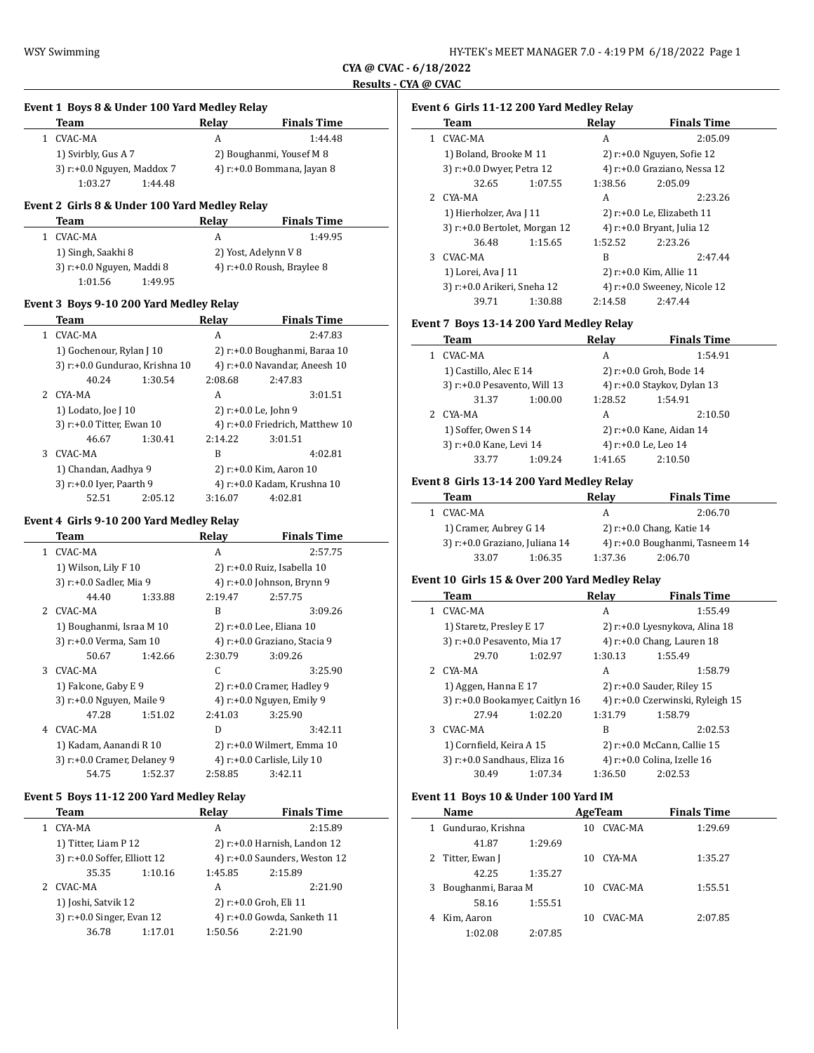CYA @ CVAC - 6/18/2022

Results - CYA @ CVAC

### Event 1 Boys 8 & Under 100 Yard Medley Relay

| | Team | Relay | Finals Time |
|---|---|---|---|
| 1 | CVAC-MA | A | 1:44.48 |

1) Svirbly, Gus A 7 — 2) Boughanmi, Yousef M 8 — 3) r:+0.0 Nguyen, Maddox 7 — 4) r:+0.0 Bommana, Jayan 8
1:03.27 1:44.48

### Event 2 Girls 8 & Under 100 Yard Medley Relay

| | Team | Relay | Finals Time |
|---|---|---|---|
| 1 | CVAC-MA | A | 1:49.95 |

1) Singh, Saakhi 8 — 2) Yost, Adelynn V 8 — 3) r:+0.0 Nguyen, Maddi 8 — 4) r:+0.0 Roush, Braylee 8
1:01.56 1:49.95

### Event 3 Boys 9-10 200 Yard Medley Relay

| | Team | Relay | Finals Time |
|---|---|---|---|
| 1 | CVAC-MA | A | 2:47.83 |

1) Gochenour, Rylan J 10 — 2) r:+0.0 Boughanmi, Baraa 10 — 3) r:+0.0 Gundurao, Krishna 10 — 4) r:+0.0 Navandar, Aneesh 10
40.24 1:30.54 2:08.68 2:47.83

| | Team | Relay | Finals Time |
|---|---|---|---|
| 2 | CYA-MA | A | 3:01.51 |

1) Lodato, Joe J 10 — 2) r:+0.0 Le, John 9 — 3) r:+0.0 Titter, Ewan 10 — 4) r:+0.0 Friedrich, Matthew 10
46.67 1:30.41 2:14.22 3:01.51

| | Team | Relay | Finals Time |
|---|---|---|---|
| 3 | CVAC-MA | B | 4:02.81 |

1) Chandan, Aadhya 9 — 2) r:+0.0 Kim, Aaron 10 — 3) r:+0.0 Iyer, Paarth 9 — 4) r:+0.0 Kadam, Krushna 10
52.51 2:05.12 3:16.07 4:02.81

### Event 4 Girls 9-10 200 Yard Medley Relay

| | Team | Relay | Finals Time |
|---|---|---|---|
| 1 | CVAC-MA | A | 2:57.75 |

1) Wilson, Lily F 10 — 2) r:+0.0 Ruiz, Isabella 10 — 3) r:+0.0 Sadler, Mia 9 — 4) r:+0.0 Johnson, Brynn 9
44.40 1:33.88 2:19.47 2:57.75

| | Team | Relay | Finals Time |
|---|---|---|---|
| 2 | CVAC-MA | B | 3:09.26 |

1) Boughanmi, Israa M 10 — 2) r:+0.0 Lee, Eliana 10 — 3) r:+0.0 Verma, Sam 10 — 4) r:+0.0 Graziano, Stacia 9
50.67 1:42.66 2:30.79 3:09.26

| | Team | Relay | Finals Time |
|---|---|---|---|
| 3 | CVAC-MA | C | 3:25.90 |

1) Falcone, Gaby E 9 — 2) r:+0.0 Cramer, Hadley 9 — 3) r:+0.0 Nguyen, Maile 9 — 4) r:+0.0 Nguyen, Emily 9
47.28 1:51.02 2:41.03 3:25.90

| | Team | Relay | Finals Time |
|---|---|---|---|
| 4 | CVAC-MA | D | 3:42.11 |

1) Kadam, Aanandi R 10 — 2) r:+0.0 Wilmert, Emma 10 — 3) r:+0.0 Cramer, Delaney 9 — 4) r:+0.0 Carlisle, Lily 10
54.75 1:52.37 2:58.85 3:42.11

### Event 5 Boys 11-12 200 Yard Medley Relay

| | Team | Relay | Finals Time |
|---|---|---|---|
| 1 | CYA-MA | A | 2:15.89 |

1) Titter, Liam P 12 — 2) r:+0.0 Harnish, Landon 12 — 3) r:+0.0 Soffer, Elliott 12 — 4) r:+0.0 Saunders, Weston 12
35.35 1:10.16 1:45.85 2:15.89

| | Team | Relay | Finals Time |
|---|---|---|---|
| 2 | CVAC-MA | A | 2:21.90 |

1) Joshi, Satvik 12 — 2) r:+0.0 Groh, Eli 11 — 3) r:+0.0 Singer, Evan 12 — 4) r:+0.0 Gowda, Sanketh 11
36.78 1:17.01 1:50.56 2:21.90

### Event 6 Girls 11-12 200 Yard Medley Relay

| | Team | Relay | Finals Time |
|---|---|---|---|
| 1 | CVAC-MA | A | 2:05.09 |

1) Boland, Brooke M 11 — 2) r:+0.0 Nguyen, Sofie 12 — 3) r:+0.0 Dwyer, Petra 12 — 4) r:+0.0 Graziano, Nessa 12
32.65 1:07.55 1:38.56 2:05.09

| | Team | Relay | Finals Time |
|---|---|---|---|
| 2 | CYA-MA | A | 2:23.26 |

1) Hierholzer, Ava J 11 — 2) r:+0.0 Le, Elizabeth 11 — 3) r:+0.0 Bertolet, Morgan 12 — 4) r:+0.0 Bryant, Julia 12
36.48 1:15.65 1:52.52 2:23.26

| | Team | Relay | Finals Time |
|---|---|---|---|
| 3 | CVAC-MA | B | 2:47.44 |

1) Lorei, Ava J 11 — 2) r:+0.0 Kim, Allie 11 — 3) r:+0.0 Arikeri, Sneha 12 — 4) r:+0.0 Sweeney, Nicole 12
39.71 1:30.88 2:14.58 2:47.44

### Event 7 Boys 13-14 200 Yard Medley Relay

| | Team | Relay | Finals Time |
|---|---|---|---|
| 1 | CVAC-MA | A | 1:54.91 |

1) Castillo, Alec E 14 — 2) r:+0.0 Groh, Bode 14 — 3) r:+0.0 Pesavento, Will 13 — 4) r:+0.0 Staykov, Dylan 13
31.37 1:00.00 1:28.52 1:54.91

| | Team | Relay | Finals Time |
|---|---|---|---|
| 2 | CYA-MA | A | 2:10.50 |

1) Soffer, Owen S 14 — 2) r:+0.0 Kane, Aidan 14 — 3) r:+0.0 Kane, Levi 14 — 4) r:+0.0 Le, Leo 14
33.77 1:09.24 1:41.65 2:10.50

### Event 8 Girls 13-14 200 Yard Medley Relay

| | Team | Relay | Finals Time |
|---|---|---|---|
| 1 | CVAC-MA | A | 2:06.70 |

1) Cramer, Aubrey G 14 — 2) r:+0.0 Chang, Katie 14 — 3) r:+0.0 Graziano, Juliana 14 — 4) r:+0.0 Boughanmi, Tasneem 14
33.07 1:06.35 1:37.36 2:06.70

### Event 10 Girls 15 & Over 200 Yard Medley Relay

| | Team | Relay | Finals Time |
|---|---|---|---|
| 1 | CVAC-MA | A | 1:55.49 |

1) Staretz, Presley E 17 — 2) r:+0.0 Lyesnykova, Alina 18 — 3) r:+0.0 Pesavento, Mia 17 — 4) r:+0.0 Chang, Lauren 18
29.70 1:02.97 1:30.13 1:55.49

| | Team | Relay | Finals Time |
|---|---|---|---|
| 2 | CYA-MA | A | 1:58.79 |

1) Aggen, Hanna E 17 — 2) r:+0.0 Sauder, Riley 15 — 3) r:+0.0 Bookamyer, Caitlyn 16 — 4) r:+0.0 Czerwinski, Ryleigh 15
27.94 1:02.20 1:31.79 1:58.79

| | Team | Relay | Finals Time |
|---|---|---|---|
| 3 | CVAC-MA | B | 2:02.53 |

1) Cornfield, Keira A 15 — 2) r:+0.0 McCann, Callie 15 — 3) r:+0.0 Sandhaus, Eliza 16 — 4) r:+0.0 Colina, Izelle 16
30.49 1:07.34 1:36.50 2:02.53

### Event 11 Boys 10 & Under 100 Yard IM

| | Name | Age | Team | Finals Time |
|---|---|---|---|---|
| 1 | Gundurao, Krishna | 10 | CVAC-MA | 1:29.69 |
| | 41.87 1:29.69 | | | |
| 2 | Titter, Ewan J | 10 | CYA-MA | 1:35.27 |
| | 42.25 1:35.27 | | | |
| 3 | Boughanmi, Baraa M | 10 | CVAC-MA | 1:55.51 |
| | 58.16 1:55.51 | | | |
| 4 | Kim, Aaron | 10 | CVAC-MA | 2:07.85 |
| | 1:02.08 2:07.85 | | | |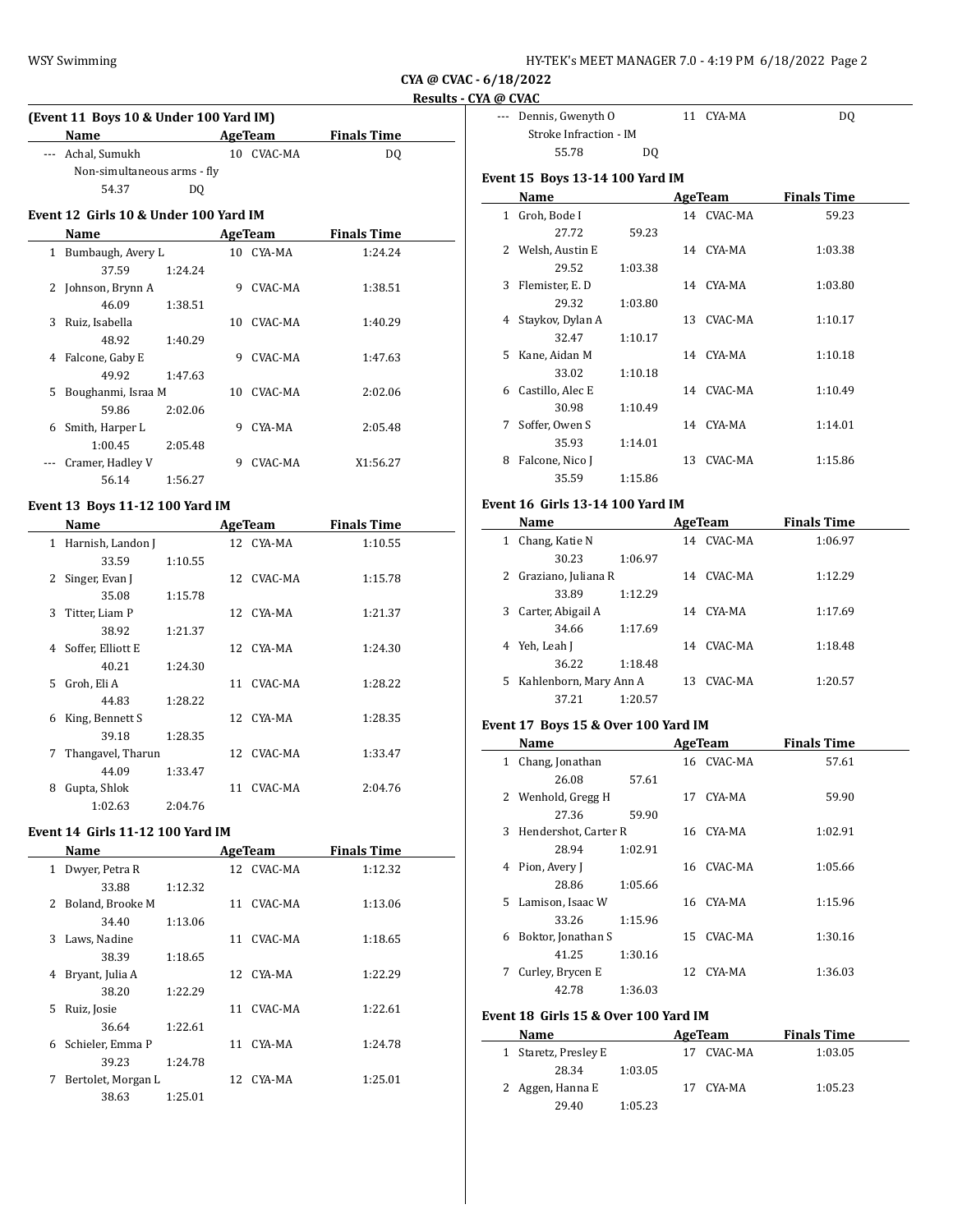CYA @ CVAC - 6/18/2022

Results - CYA @ CVAC

### (Event 11 Boys 10 & Under 100 Yard IM)

| | Name | Age | Team | Finals Time |
|---|---|---|---|---|
| --- | Achal, Sumukh | 10 | CVAC-MA | DQ |
| | Non-simultaneous arms - fly | | | |
| | 54.37 DQ | | | |

### Event 12 Girls 10 & Under 100 Yard IM

| | Name | Age | Team | Finals Time |
|---|---|---|---|---|
| 1 | Bumbaugh, Avery L | 10 | CYA-MA | 1:24.24 |
| | 37.59 1:24.24 | | | |
| 2 | Johnson, Brynn A | 9 | CVAC-MA | 1:38.51 |
| | 46.09 1:38.51 | | | |
| 3 | Ruiz, Isabella | 10 | CVAC-MA | 1:40.29 |
| | 48.92 1:40.29 | | | |
| 4 | Falcone, Gaby E | 9 | CVAC-MA | 1:47.63 |
| | 49.92 1:47.63 | | | |
| 5 | Boughanmi, Israa M | 10 | CVAC-MA | 2:02.06 |
| | 59.86 2:02.06 | | | |
| 6 | Smith, Harper L | 9 | CYA-MA | 2:05.48 |
| | 1:00.45 2:05.48 | | | |
| --- | Cramer, Hadley V | 9 | CVAC-MA | X1:56.27 |
| | 56.14 1:56.27 | | | |

### Event 13 Boys 11-12 100 Yard IM

| | Name | Age | Team | Finals Time |
|---|---|---|---|---|
| 1 | Harnish, Landon J | 12 | CYA-MA | 1:10.55 |
| | 33.59 1:10.55 | | | |
| 2 | Singer, Evan J | 12 | CVAC-MA | 1:15.78 |
| | 35.08 1:15.78 | | | |
| 3 | Titter, Liam P | 12 | CYA-MA | 1:21.37 |
| | 38.92 1:21.37 | | | |
| 4 | Soffer, Elliott E | 12 | CYA-MA | 1:24.30 |
| | 40.21 1:24.30 | | | |
| 5 | Groh, Eli A | 11 | CVAC-MA | 1:28.22 |
| | 44.83 1:28.22 | | | |
| 6 | King, Bennett S | 12 | CYA-MA | 1:28.35 |
| | 39.18 1:28.35 | | | |
| 7 | Thangavel, Tharun | 12 | CVAC-MA | 1:33.47 |
| | 44.09 1:33.47 | | | |
| 8 | Gupta, Shlok | 11 | CVAC-MA | 2:04.76 |
| | 1:02.63 2:04.76 | | | |

### Event 14 Girls 11-12 100 Yard IM

| | Name | Age | Team | Finals Time |
|---|---|---|---|---|
| 1 | Dwyer, Petra R | 12 | CVAC-MA | 1:12.32 |
| | 33.88 1:12.32 | | | |
| 2 | Boland, Brooke M | 11 | CVAC-MA | 1:13.06 |
| | 34.40 1:13.06 | | | |
| 3 | Laws, Nadine | 11 | CVAC-MA | 1:18.65 |
| | 38.39 1:18.65 | | | |
| 4 | Bryant, Julia A | 12 | CYA-MA | 1:22.29 |
| | 38.20 1:22.29 | | | |
| 5 | Ruiz, Josie | 11 | CVAC-MA | 1:22.61 |
| | 36.64 1:22.61 | | | |
| 6 | Schieler, Emma P | 11 | CYA-MA | 1:24.78 |
| | 39.23 1:24.78 | | | |
| 7 | Bertolet, Morgan L | 12 | CYA-MA | 1:25.01 |
| | 38.63 1:25.01 | | | |
| --- | Dennis, Gwenyth O | 11 | CYA-MA | DQ |
| | Stroke Infraction - IM | | | |
| | 55.78 DQ | | | |

### Event 15 Boys 13-14 100 Yard IM

| | Name | Age | Team | Finals Time |
|---|---|---|---|---|
| 1 | Groh, Bode I | 14 | CVAC-MA | 59.23 |
| | 27.72 59.23 | | | |
| 2 | Welsh, Austin E | 14 | CYA-MA | 1:03.38 |
| | 29.52 1:03.38 | | | |
| 3 | Flemister, E. D | 14 | CYA-MA | 1:03.80 |
| | 29.32 1:03.80 | | | |
| 4 | Staykov, Dylan A | 13 | CVAC-MA | 1:10.17 |
| | 32.47 1:10.17 | | | |
| 5 | Kane, Aidan M | 14 | CYA-MA | 1:10.18 |
| | 33.02 1:10.18 | | | |
| 6 | Castillo, Alec E | 14 | CVAC-MA | 1:10.49 |
| | 30.98 1:10.49 | | | |
| 7 | Soffer, Owen S | 14 | CYA-MA | 1:14.01 |
| | 35.93 1:14.01 | | | |
| 8 | Falcone, Nico J | 13 | CVAC-MA | 1:15.86 |
| | 35.59 1:15.86 | | | |

### Event 16 Girls 13-14 100 Yard IM

| | Name | Age | Team | Finals Time |
|---|---|---|---|---|
| 1 | Chang, Katie N | 14 | CVAC-MA | 1:06.97 |
| | 30.23 1:06.97 | | | |
| 2 | Graziano, Juliana R | 14 | CVAC-MA | 1:12.29 |
| | 33.89 1:12.29 | | | |
| 3 | Carter, Abigail A | 14 | CYA-MA | 1:17.69 |
| | 34.66 1:17.69 | | | |
| 4 | Yeh, Leah J | 14 | CVAC-MA | 1:18.48 |
| | 36.22 1:18.48 | | | |
| 5 | Kahlenborn, Mary Ann A | 13 | CVAC-MA | 1:20.57 |
| | 37.21 1:20.57 | | | |

### Event 17 Boys 15 & Over 100 Yard IM

| | Name | Age | Team | Finals Time |
|---|---|---|---|---|
| 1 | Chang, Jonathan | 16 | CVAC-MA | 57.61 |
| | 26.08 57.61 | | | |
| 2 | Wenhold, Gregg H | 17 | CYA-MA | 59.90 |
| | 27.36 59.90 | | | |
| 3 | Hendershot, Carter R | 16 | CYA-MA | 1:02.91 |
| | 28.94 1:02.91 | | | |
| 4 | Pion, Avery J | 16 | CVAC-MA | 1:05.66 |
| | 28.86 1:05.66 | | | |
| 5 | Lamison, Isaac W | 16 | CYA-MA | 1:15.96 |
| | 33.26 1:15.96 | | | |
| 6 | Boktor, Jonathan S | 15 | CVAC-MA | 1:30.16 |
| | 41.25 1:30.16 | | | |
| 7 | Curley, Brycen E | 12 | CYA-MA | 1:36.03 |
| | 42.78 1:36.03 | | | |

### Event 18 Girls 15 & Over 100 Yard IM

| | Name | Age | Team | Finals Time |
|---|---|---|---|---|
| 1 | Staretz, Presley E | 17 | CVAC-MA | 1:03.05 |
| | 28.34 1:03.05 | | | |
| 2 | Aggen, Hanna E | 17 | CYA-MA | 1:05.23 |
| | 29.40 1:05.23 | | | |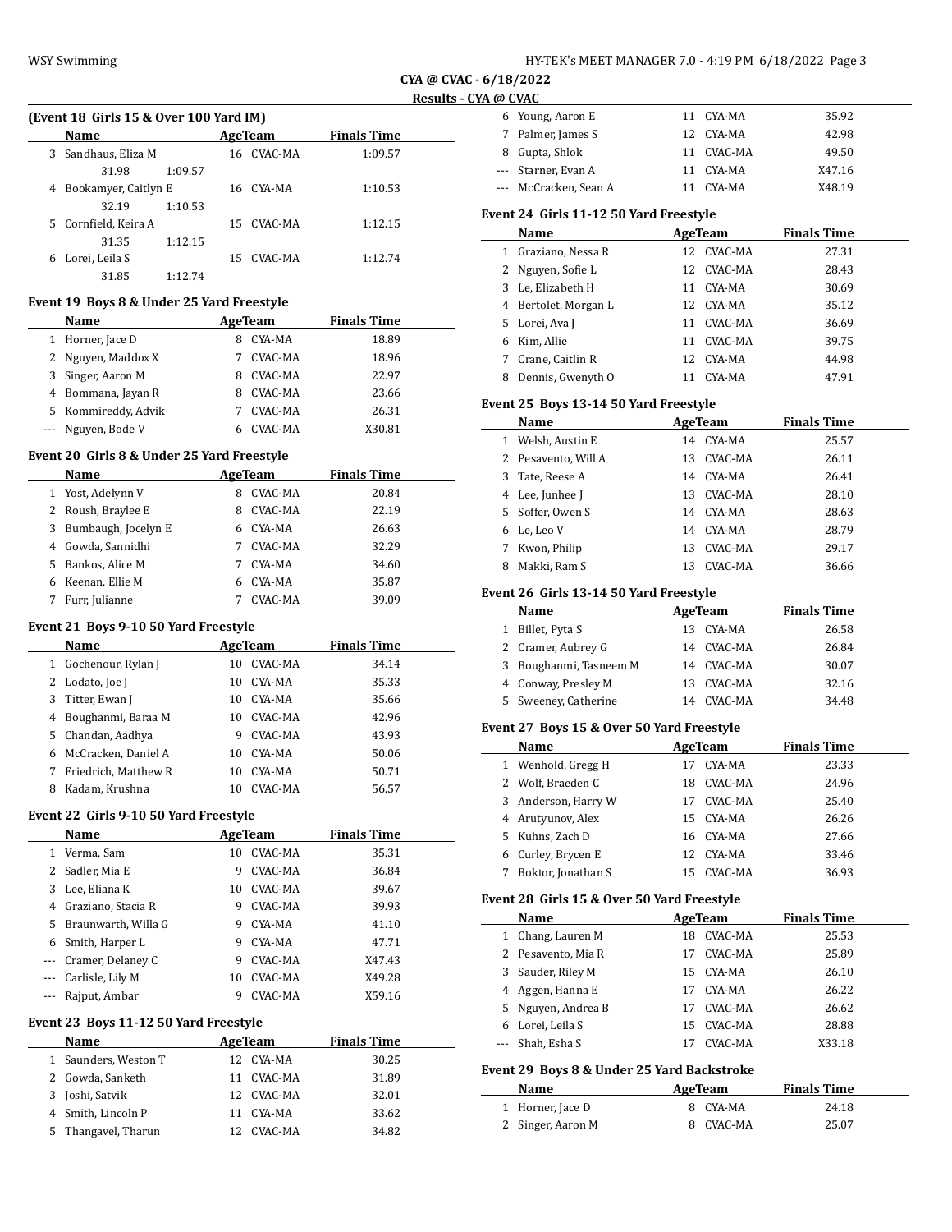## CYA @ CVAC - 6/18/2022

### Results - CYA @ CVAC

**(Event 18 Girls 15 & Over 100 Yard IM)**

| | Name | AgeTeam | | Finals Time |
|---|---|---|---|---|
| 3 | Sandhaus, Eliza M | 16 | CVAC-MA | 1:09.57 |
| | 31.98 1:09.57 | | | |
| 4 | Bookamyer, Caitlyn E | 16 | CYA-MA | 1:10.53 |
| | 32.19 1:10.53 | | | |
| 5 | Cornfield, Keira A | 15 | CVAC-MA | 1:12.15 |
| | 31.35 1:12.15 | | | |
| 6 | Lorei, Leila S | 15 | CVAC-MA | 1:12.74 |
| | 31.85 1:12.74 | | | |

**Event 19 Boys 8 & Under 25 Yard Freestyle**

| | Name | AgeTeam | | Finals Time |
|---|---|---|---|---|
| 1 | Horner, Jace D | 8 | CYA-MA | 18.89 |
| 2 | Nguyen, Maddox X | 7 | CVAC-MA | 18.96 |
| 3 | Singer, Aaron M | 8 | CVAC-MA | 22.97 |
| 4 | Bommana, Jayan R | 8 | CVAC-MA | 23.66 |
| 5 | Kommireddy, Advik | 7 | CVAC-MA | 26.31 |
| --- | Nguyen, Bode V | 6 | CVAC-MA | X30.81 |

**Event 20 Girls 8 & Under 25 Yard Freestyle**

| | Name | AgeTeam | | Finals Time |
|---|---|---|---|---|
| 1 | Yost, Adelynn V | 8 | CVAC-MA | 20.84 |
| 2 | Roush, Braylee E | 8 | CVAC-MA | 22.19 |
| 3 | Bumbaugh, Jocelyn E | 6 | CYA-MA | 26.63 |
| 4 | Gowda, Sannidhi | 7 | CVAC-MA | 32.29 |
| 5 | Bankos, Alice M | 7 | CYA-MA | 34.60 |
| 6 | Keenan, Ellie M | 6 | CYA-MA | 35.87 |
| 7 | Furr, Julianne | 7 | CVAC-MA | 39.09 |

**Event 21 Boys 9-10 50 Yard Freestyle**

| | Name | AgeTeam | | Finals Time |
|---|---|---|---|---|
| 1 | Gochenour, Rylan J | 10 | CVAC-MA | 34.14 |
| 2 | Lodato, Joe J | 10 | CYA-MA | 35.33 |
| 3 | Titter, Ewan J | 10 | CYA-MA | 35.66 |
| 4 | Boughanmi, Baraa M | 10 | CVAC-MA | 42.96 |
| 5 | Chandan, Aadhya | 9 | CVAC-MA | 43.93 |
| 6 | McCracken, Daniel A | 10 | CYA-MA | 50.06 |
| 7 | Friedrich, Matthew R | 10 | CYA-MA | 50.71 |
| 8 | Kadam, Krushna | 10 | CVAC-MA | 56.57 |

**Event 22 Girls 9-10 50 Yard Freestyle**

| | Name | AgeTeam | | Finals Time |
|---|---|---|---|---|
| 1 | Verma, Sam | 10 | CVAC-MA | 35.31 |
| 2 | Sadler, Mia E | 9 | CVAC-MA | 36.84 |
| 3 | Lee, Eliana K | 10 | CVAC-MA | 39.67 |
| 4 | Graziano, Stacia R | 9 | CVAC-MA | 39.93 |
| 5 | Braunwarth, Willa G | 9 | CYA-MA | 41.10 |
| 6 | Smith, Harper L | 9 | CYA-MA | 47.71 |
| --- | Cramer, Delaney C | 9 | CVAC-MA | X47.43 |
| --- | Carlisle, Lily M | 10 | CVAC-MA | X49.28 |
| --- | Rajput, Ambar | 9 | CVAC-MA | X59.16 |

**Event 23 Boys 11-12 50 Yard Freestyle**

| | Name | AgeTeam | | Finals Time |
|---|---|---|---|---|
| 1 | Saunders, Weston T | 12 | CYA-MA | 30.25 |
| 2 | Gowda, Sanketh | 11 | CVAC-MA | 31.89 |
| 3 | Joshi, Satvik | 12 | CVAC-MA | 32.01 |
| 4 | Smith, Lincoln P | 11 | CYA-MA | 33.62 |
| 5 | Thangavel, Tharun | 12 | CVAC-MA | 34.82 |
| 6 | Young, Aaron E | 11 | CYA-MA | 35.92 |
| 7 | Palmer, James S | 12 | CYA-MA | 42.98 |
| 8 | Gupta, Shlok | 11 | CVAC-MA | 49.50 |
| --- | Starner, Evan A | 11 | CYA-MA | X47.16 |
| --- | McCracken, Sean A | 11 | CYA-MA | X48.19 |

**Event 24 Girls 11-12 50 Yard Freestyle**

| | Name | AgeTeam | | Finals Time |
|---|---|---|---|---|
| 1 | Graziano, Nessa R | 12 | CVAC-MA | 27.31 |
| 2 | Nguyen, Sofie L | 12 | CVAC-MA | 28.43 |
| 3 | Le, Elizabeth H | 11 | CYA-MA | 30.69 |
| 4 | Bertolet, Morgan L | 12 | CYA-MA | 35.12 |
| 5 | Lorei, Ava J | 11 | CVAC-MA | 36.69 |
| 6 | Kim, Allie | 11 | CVAC-MA | 39.75 |
| 7 | Crane, Caitlin R | 12 | CYA-MA | 44.98 |
| 8 | Dennis, Gwenyth O | 11 | CYA-MA | 47.91 |

**Event 25 Boys 13-14 50 Yard Freestyle**

| | Name | AgeTeam | | Finals Time |
|---|---|---|---|---|
| 1 | Welsh, Austin E | 14 | CYA-MA | 25.57 |
| 2 | Pesavento, Will A | 13 | CVAC-MA | 26.11 |
| 3 | Tate, Reese A | 14 | CYA-MA | 26.41 |
| 4 | Lee, Junhee J | 13 | CVAC-MA | 28.10 |
| 5 | Soffer, Owen S | 14 | CYA-MA | 28.63 |
| 6 | Le, Leo V | 14 | CYA-MA | 28.79 |
| 7 | Kwon, Philip | 13 | CVAC-MA | 29.17 |
| 8 | Makki, Ram S | 13 | CVAC-MA | 36.66 |

**Event 26 Girls 13-14 50 Yard Freestyle**

| | Name | AgeTeam | | Finals Time |
|---|---|---|---|---|
| 1 | Billet, Pyta S | 13 | CYA-MA | 26.58 |
| 2 | Cramer, Aubrey G | 14 | CVAC-MA | 26.84 |
| 3 | Boughanmi, Tasneem M | 14 | CVAC-MA | 30.07 |
| 4 | Conway, Presley M | 13 | CVAC-MA | 32.16 |
| 5 | Sweeney, Catherine | 14 | CVAC-MA | 34.48 |

**Event 27 Boys 15 & Over 50 Yard Freestyle**

| | Name | AgeTeam | | Finals Time |
|---|---|---|---|---|
| 1 | Wenhold, Gregg H | 17 | CYA-MA | 23.33 |
| 2 | Wolf, Braeden C | 18 | CVAC-MA | 24.96 |
| 3 | Anderson, Harry W | 17 | CVAC-MA | 25.40 |
| 4 | Arutyunov, Alex | 15 | CYA-MA | 26.26 |
| 5 | Kuhns, Zach D | 16 | CYA-MA | 27.66 |
| 6 | Curley, Brycen E | 12 | CYA-MA | 33.46 |
| 7 | Boktor, Jonathan S | 15 | CVAC-MA | 36.93 |

**Event 28 Girls 15 & Over 50 Yard Freestyle**

| | Name | AgeTeam | | Finals Time |
|---|---|---|---|---|
| 1 | Chang, Lauren M | 18 | CVAC-MA | 25.53 |
| 2 | Pesavento, Mia R | 17 | CVAC-MA | 25.89 |
| 3 | Sauder, Riley M | 15 | CYA-MA | 26.10 |
| 4 | Aggen, Hanna E | 17 | CYA-MA | 26.22 |
| 5 | Nguyen, Andrea B | 17 | CVAC-MA | 26.62 |
| 6 | Lorei, Leila S | 15 | CVAC-MA | 28.88 |
| --- | Shah, Esha S | 17 | CVAC-MA | X33.18 |

**Event 29 Boys 8 & Under 25 Yard Backstroke**

| | Name | AgeTeam | | Finals Time |
|---|---|---|---|---|
| 1 | Horner, Jace D | 8 | CYA-MA | 24.18 |
| 2 | Singer, Aaron M | 8 | CVAC-MA | 25.07 |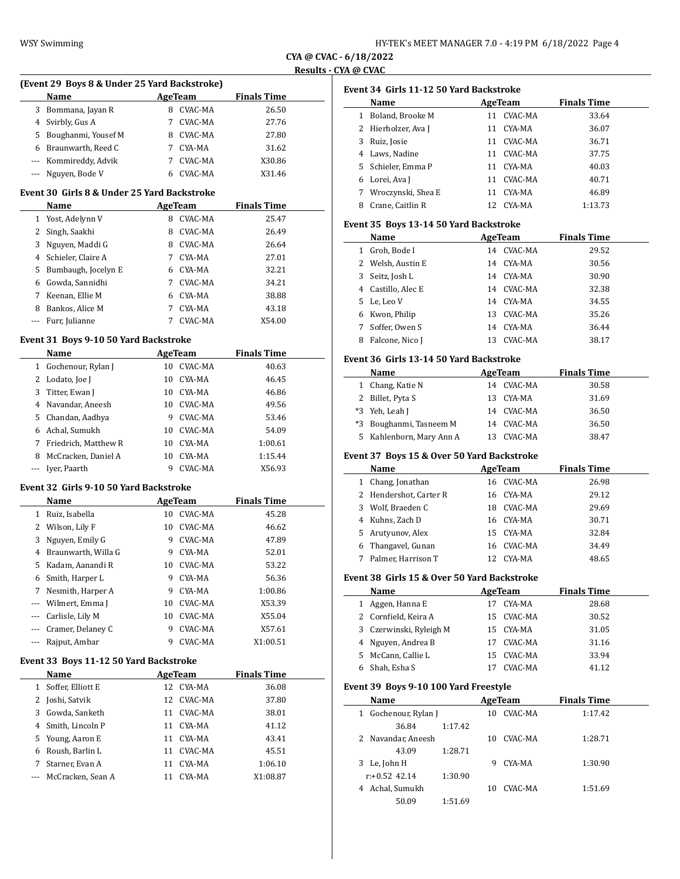CYA @ CVAC - 6/18/2022

Results - CYA @ CVAC

### (Event 29 Boys 8 & Under 25 Yard Backstroke)

| | Name | Age | Team | Finals Time |
|---|---|---|---|---|
| 3 | Bommana, Jayan R | 8 | CVAC-MA | 26.50 |
| 4 | Svirbly, Gus A | 7 | CVAC-MA | 27.76 |
| 5 | Boughanmi, Yousef M | 8 | CVAC-MA | 27.80 |
| 6 | Braunwarth, Reed C | 7 | CYA-MA | 31.62 |
| --- | Kommireddy, Advik | 7 | CVAC-MA | X30.86 |
| --- | Nguyen, Bode V | 6 | CVAC-MA | X31.46 |

### Event 30 Girls 8 & Under 25 Yard Backstroke

| | Name | Age | Team | Finals Time |
|---|---|---|---|---|
| 1 | Yost, Adelynn V | 8 | CVAC-MA | 25.47 |
| 2 | Singh, Saakhi | 8 | CVAC-MA | 26.49 |
| 3 | Nguyen, Maddi G | 8 | CVAC-MA | 26.64 |
| 4 | Schieler, Claire A | 7 | CYA-MA | 27.01 |
| 5 | Bumbaugh, Jocelyn E | 6 | CYA-MA | 32.21 |
| 6 | Gowda, Sannidhi | 7 | CVAC-MA | 34.21 |
| 7 | Keenan, Ellie M | 6 | CYA-MA | 38.88 |
| 8 | Bankos, Alice M | 7 | CYA-MA | 43.18 |
| --- | Furr, Julianne | 7 | CVAC-MA | X54.00 |

### Event 31 Boys 9-10 50 Yard Backstroke

| | Name | Age | Team | Finals Time |
|---|---|---|---|---|
| 1 | Gochenour, Rylan J | 10 | CVAC-MA | 40.63 |
| 2 | Lodato, Joe J | 10 | CYA-MA | 46.45 |
| 3 | Titter, Ewan J | 10 | CYA-MA | 46.86 |
| 4 | Navandar, Aneesh | 10 | CVAC-MA | 49.56 |
| 5 | Chandan, Aadhya | 9 | CVAC-MA | 53.46 |
| 6 | Achal, Sumukh | 10 | CVAC-MA | 54.09 |
| 7 | Friedrich, Matthew R | 10 | CYA-MA | 1:00.61 |
| 8 | McCracken, Daniel A | 10 | CYA-MA | 1:15.44 |
| --- | Iyer, Paarth | 9 | CVAC-MA | X56.93 |

### Event 32 Girls 9-10 50 Yard Backstroke

| | Name | Age | Team | Finals Time |
|---|---|---|---|---|
| 1 | Ruiz, Isabella | 10 | CVAC-MA | 45.28 |
| 2 | Wilson, Lily F | 10 | CVAC-MA | 46.62 |
| 3 | Nguyen, Emily G | 9 | CVAC-MA | 47.89 |
| 4 | Braunwarth, Willa G | 9 | CYA-MA | 52.01 |
| 5 | Kadam, Aanandi R | 10 | CVAC-MA | 53.22 |
| 6 | Smith, Harper L | 9 | CYA-MA | 56.36 |
| 7 | Nesmith, Harper A | 9 | CYA-MA | 1:00.86 |
| --- | Wilmert, Emma J | 10 | CVAC-MA | X53.39 |
| --- | Carlisle, Lily M | 10 | CVAC-MA | X55.04 |
| --- | Cramer, Delaney C | 9 | CVAC-MA | X57.61 |
| --- | Rajput, Ambar | 9 | CVAC-MA | X1:00.51 |

### Event 33 Boys 11-12 50 Yard Backstroke

| | Name | Age | Team | Finals Time |
|---|---|---|---|---|
| 1 | Soffer, Elliott E | 12 | CYA-MA | 36.08 |
| 2 | Joshi, Satvik | 12 | CVAC-MA | 37.80 |
| 3 | Gowda, Sanketh | 11 | CVAC-MA | 38.01 |
| 4 | Smith, Lincoln P | 11 | CYA-MA | 41.12 |
| 5 | Young, Aaron E | 11 | CYA-MA | 43.41 |
| 6 | Roush, Barlin L | 11 | CVAC-MA | 45.51 |
| 7 | Starner, Evan A | 11 | CYA-MA | 1:06.10 |
| --- | McCracken, Sean A | 11 | CYA-MA | X1:08.87 |

### Event 34 Girls 11-12 50 Yard Backstroke

| | Name | Age | Team | Finals Time |
|---|---|---|---|---|
| 1 | Boland, Brooke M | 11 | CVAC-MA | 33.64 |
| 2 | Hierholzer, Ava J | 11 | CYA-MA | 36.07 |
| 3 | Ruiz, Josie | 11 | CVAC-MA | 36.71 |
| 4 | Laws, Nadine | 11 | CVAC-MA | 37.75 |
| 5 | Schieler, Emma P | 11 | CYA-MA | 40.03 |
| 6 | Lorei, Ava J | 11 | CVAC-MA | 40.71 |
| 7 | Wroczynski, Shea E | 11 | CYA-MA | 46.89 |
| 8 | Crane, Caitlin R | 12 | CYA-MA | 1:13.73 |

### Event 35 Boys 13-14 50 Yard Backstroke

| | Name | Age | Team | Finals Time |
|---|---|---|---|---|
| 1 | Groh, Bode I | 14 | CVAC-MA | 29.52 |
| 2 | Welsh, Austin E | 14 | CYA-MA | 30.56 |
| 3 | Seitz, Josh L | 14 | CYA-MA | 30.90 |
| 4 | Castillo, Alec E | 14 | CVAC-MA | 32.38 |
| 5 | Le, Leo V | 14 | CYA-MA | 34.55 |
| 6 | Kwon, Philip | 13 | CVAC-MA | 35.26 |
| 7 | Soffer, Owen S | 14 | CYA-MA | 36.44 |
| 8 | Falcone, Nico J | 13 | CVAC-MA | 38.17 |

### Event 36 Girls 13-14 50 Yard Backstroke

| | Name | Age | Team | Finals Time |
|---|---|---|---|---|
| 1 | Chang, Katie N | 14 | CVAC-MA | 30.58 |
| 2 | Billet, Pyta S | 13 | CYA-MA | 31.69 |
| *3 | Yeh, Leah J | 14 | CVAC-MA | 36.50 |
| *3 | Boughanmi, Tasneem M | 14 | CVAC-MA | 36.50 |
| 5 | Kahlenborn, Mary Ann A | 13 | CVAC-MA | 38.47 |

### Event 37 Boys 15 & Over 50 Yard Backstroke

| | Name | Age | Team | Finals Time |
|---|---|---|---|---|
| 1 | Chang, Jonathan | 16 | CVAC-MA | 26.98 |
| 2 | Hendershot, Carter R | 16 | CYA-MA | 29.12 |
| 3 | Wolf, Braeden C | 18 | CVAC-MA | 29.69 |
| 4 | Kuhns, Zach D | 16 | CYA-MA | 30.71 |
| 5 | Arutyunov, Alex | 15 | CYA-MA | 32.84 |
| 6 | Thangavel, Gunan | 16 | CVAC-MA | 34.49 |
| 7 | Palmer, Harrison T | 12 | CYA-MA | 48.65 |

### Event 38 Girls 15 & Over 50 Yard Backstroke

| | Name | Age | Team | Finals Time |
|---|---|---|---|---|
| 1 | Aggen, Hanna E | 17 | CYA-MA | 28.68 |
| 2 | Cornfield, Keira A | 15 | CVAC-MA | 30.52 |
| 3 | Czerwinski, Ryleigh M | 15 | CYA-MA | 31.05 |
| 4 | Nguyen, Andrea B | 17 | CVAC-MA | 31.16 |
| 5 | McCann, Callie L | 15 | CVAC-MA | 33.94 |
| 6 | Shah, Esha S | 17 | CVAC-MA | 41.12 |

### Event 39 Boys 9-10 100 Yard Freestyle

| | Name | Age | Team | Finals Time |
|---|---|---|---|---|
| 1 | Gochenour, Rylan J | 10 | CVAC-MA | 1:17.42 |
| | 36.84 1:17.42 | | | |
| 2 | Navandar, Aneesh | 10 | CVAC-MA | 1:28.71 |
| | 43.09 1:28.71 | | | |
| 3 | Le, John H | 9 | CYA-MA | 1:30.90 |
| | r:+0.52 42.14 1:30.90 | | | |
| 4 | Achal, Sumukh | 10 | CVAC-MA | 1:51.69 |
| | 50.09 1:51.69 | | | |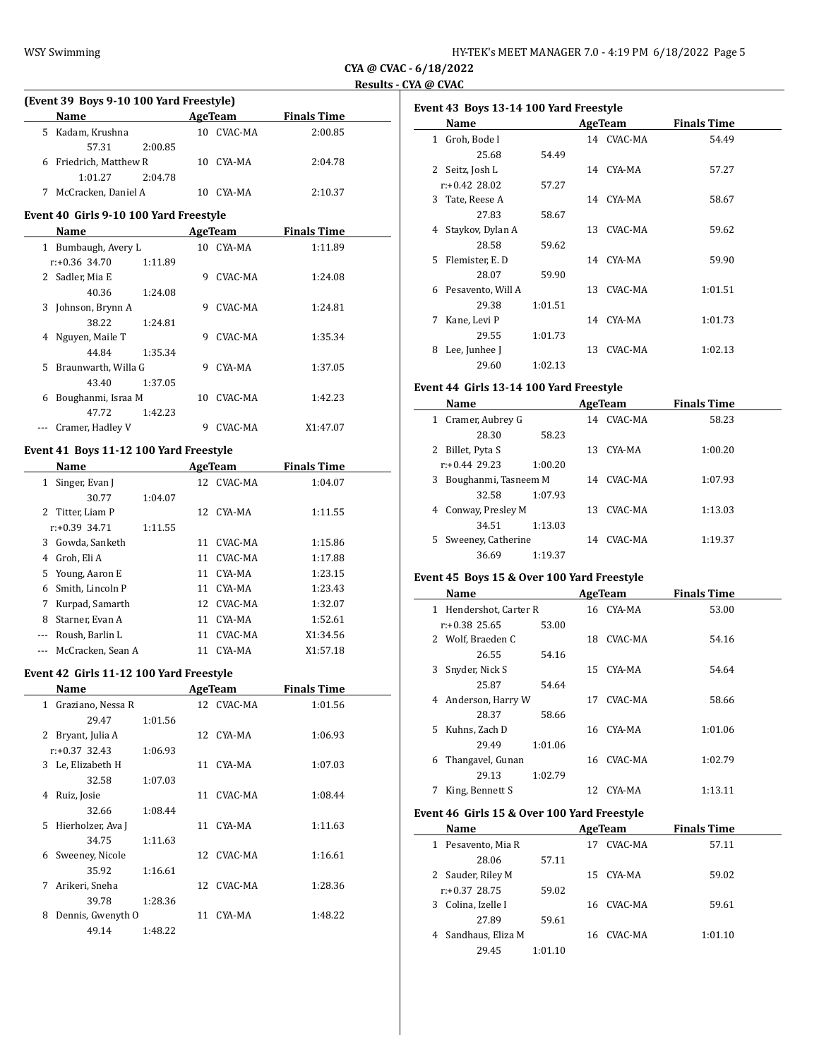## CYA @ CVAC - 6/18/2022

### Results - CYA @ CVAC

#### (Event 39 Boys 9-10 100 Yard Freestyle)

| | Name | Age | Team | Finals Time |
|---|---|---|---|---|
| 5 | Kadam, Krushna | 10 | CVAC-MA | 2:00.85 |
| | 57.31 2:00.85 | | | |
| 6 | Friedrich, Matthew R | 10 | CYA-MA | 2:04.78 |
| | 1:01.27 2:04.78 | | | |
| 7 | McCracken, Daniel A | 10 | CYA-MA | 2:10.37 |

#### Event 40 Girls 9-10 100 Yard Freestyle

| | Name | Age | Team | Finals Time |
|---|---|---|---|---|
| 1 | Bumbaugh, Avery L | 10 | CYA-MA | 1:11.89 |
| | r:+0.36 34.70 1:11.89 | | | |
| 2 | Sadler, Mia E | 9 | CVAC-MA | 1:24.08 |
| | 40.36 1:24.08 | | | |
| 3 | Johnson, Brynn A | 9 | CVAC-MA | 1:24.81 |
| | 38.22 1:24.81 | | | |
| 4 | Nguyen, Maile T | 9 | CVAC-MA | 1:35.34 |
| | 44.84 1:35.34 | | | |
| 5 | Braunwarth, Willa G | 9 | CYA-MA | 1:37.05 |
| | 43.40 1:37.05 | | | |
| 6 | Boughanmi, Israa M | 10 | CVAC-MA | 1:42.23 |
| | 47.72 1:42.23 | | | |
| --- | Cramer, Hadley V | 9 | CVAC-MA | X1:47.07 |

#### Event 41 Boys 11-12 100 Yard Freestyle

| | Name | Age | Team | Finals Time |
|---|---|---|---|---|
| 1 | Singer, Evan J | 12 | CVAC-MA | 1:04.07 |
| | 30.77 1:04.07 | | | |
| 2 | Titter, Liam P | 12 | CYA-MA | 1:11.55 |
| | r:+0.39 34.71 1:11.55 | | | |
| 3 | Gowda, Sanketh | 11 | CVAC-MA | 1:15.86 |
| 4 | Groh, Eli A | 11 | CVAC-MA | 1:17.88 |
| 5 | Young, Aaron E | 11 | CYA-MA | 1:23.15 |
| 6 | Smith, Lincoln P | 11 | CYA-MA | 1:23.43 |
| 7 | Kurpad, Samarth | 12 | CVAC-MA | 1:32.07 |
| 8 | Starner, Evan A | 11 | CYA-MA | 1:52.61 |
| --- | Roush, Barlin L | 11 | CVAC-MA | X1:34.56 |
| --- | McCracken, Sean A | 11 | CYA-MA | X1:57.18 |

#### Event 42 Girls 11-12 100 Yard Freestyle

| | Name | Age | Team | Finals Time |
|---|---|---|---|---|
| 1 | Graziano, Nessa R | 12 | CVAC-MA | 1:01.56 |
| | 29.47 1:01.56 | | | |
| 2 | Bryant, Julia A | 12 | CYA-MA | 1:06.93 |
| | r:+0.37 32.43 1:06.93 | | | |
| 3 | Le, Elizabeth H | 11 | CYA-MA | 1:07.03 |
| | 32.58 1:07.03 | | | |
| 4 | Ruiz, Josie | 11 | CVAC-MA | 1:08.44 |
| | 32.66 1:08.44 | | | |
| 5 | Hierholzer, Ava J | 11 | CYA-MA | 1:11.63 |
| | 34.75 1:11.63 | | | |
| 6 | Sweeney, Nicole | 12 | CVAC-MA | 1:16.61 |
| | 35.92 1:16.61 | | | |
| 7 | Arikeri, Sneha | 12 | CVAC-MA | 1:28.36 |
| | 39.78 1:28.36 | | | |
| 8 | Dennis, Gwenyth O | 11 | CYA-MA | 1:48.22 |
| | 49.14 1:48.22 | | | |

#### Event 43 Boys 13-14 100 Yard Freestyle

| | Name | Age | Team | Finals Time |
|---|---|---|---|---|
| 1 | Groh, Bode I | 14 | CVAC-MA | 54.49 |
| | 25.68 54.49 | | | |
| 2 | Seitz, Josh L | 14 | CYA-MA | 57.27 |
| | r:+0.42 28.02 57.27 | | | |
| 3 | Tate, Reese A | 14 | CYA-MA | 58.67 |
| | 27.83 58.67 | | | |
| 4 | Staykov, Dylan A | 13 | CVAC-MA | 59.62 |
| | 28.58 59.62 | | | |
| 5 | Flemister, E. D | 14 | CYA-MA | 59.90 |
| | 28.07 59.90 | | | |
| 6 | Pesavento, Will A | 13 | CVAC-MA | 1:01.51 |
| | 29.38 1:01.51 | | | |
| 7 | Kane, Levi P | 14 | CYA-MA | 1:01.73 |
| | 29.55 1:01.73 | | | |
| 8 | Lee, Junhee J | 13 | CVAC-MA | 1:02.13 |
| | 29.60 1:02.13 | | | |

#### Event 44 Girls 13-14 100 Yard Freestyle

| | Name | Age | Team | Finals Time |
|---|---|---|---|---|
| 1 | Cramer, Aubrey G | 14 | CVAC-MA | 58.23 |
| | 28.30 58.23 | | | |
| 2 | Billet, Pyta S | 13 | CYA-MA | 1:00.20 |
| | r:+0.44 29.23 1:00.20 | | | |
| 3 | Boughanmi, Tasneem M | 14 | CVAC-MA | 1:07.93 |
| | 32.58 1:07.93 | | | |
| 4 | Conway, Presley M | 13 | CVAC-MA | 1:13.03 |
| | 34.51 1:13.03 | | | |
| 5 | Sweeney, Catherine | 14 | CVAC-MA | 1:19.37 |
| | 36.69 1:19.37 | | | |

#### Event 45 Boys 15 & Over 100 Yard Freestyle

| | Name | Age | Team | Finals Time |
|---|---|---|---|---|
| 1 | Hendershot, Carter R | 16 | CYA-MA | 53.00 |
| | r:+0.38 25.65 53.00 | | | |
| 2 | Wolf, Braeden C | 18 | CVAC-MA | 54.16 |
| | 26.55 54.16 | | | |
| 3 | Snyder, Nick S | 15 | CYA-MA | 54.64 |
| | 25.87 54.64 | | | |
| 4 | Anderson, Harry W | 17 | CVAC-MA | 58.66 |
| | 28.37 58.66 | | | |
| 5 | Kuhns, Zach D | 16 | CYA-MA | 1:01.06 |
| | 29.49 1:01.06 | | | |
| 6 | Thangavel, Gunan | 16 | CVAC-MA | 1:02.79 |
| | 29.13 1:02.79 | | | |
| 7 | King, Bennett S | 12 | CYA-MA | 1:13.11 |

#### Event 46 Girls 15 & Over 100 Yard Freestyle

| | Name | Age | Team | Finals Time |
|---|---|---|---|---|
| 1 | Pesavento, Mia R | 17 | CVAC-MA | 57.11 |
| | 28.06 57.11 | | | |
| 2 | Sauder, Riley M | 15 | CYA-MA | 59.02 |
| | r:+0.37 28.75 59.02 | | | |
| 3 | Colina, Izelle I | 16 | CVAC-MA | 59.61 |
| | 27.89 59.61 | | | |
| 4 | Sandhaus, Eliza M | 16 | CVAC-MA | 1:01.10 |
| | 29.45 1:01.10 | | | |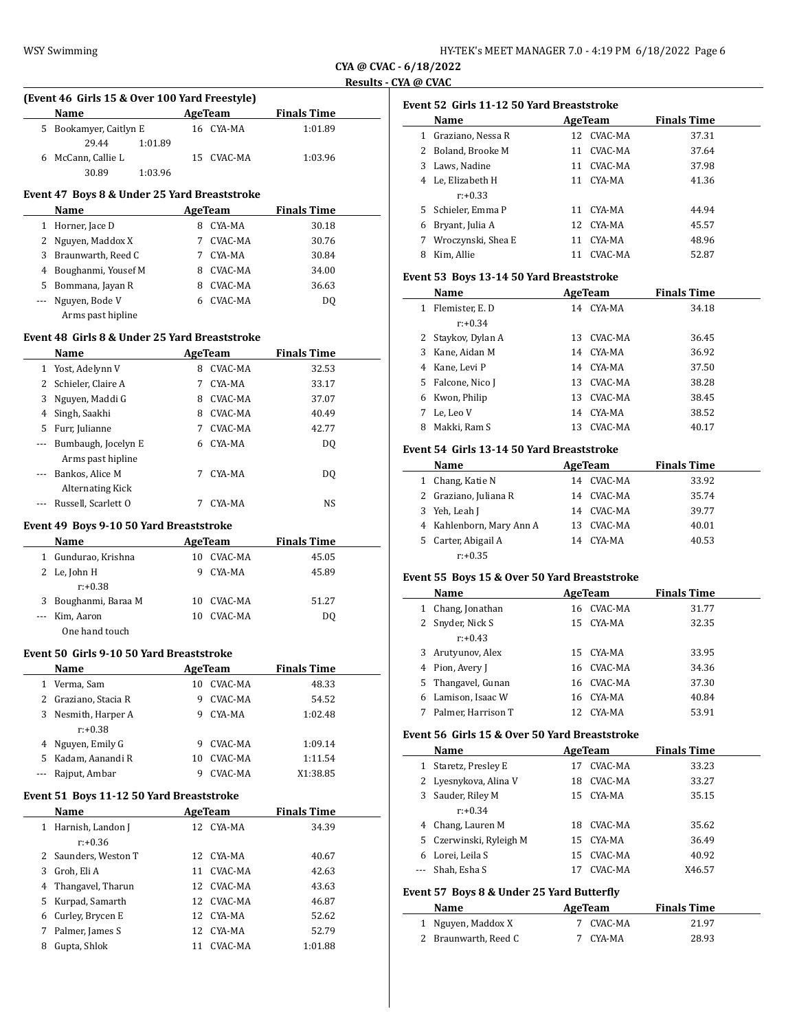## CYA @ CVAC - 6/18/2022

### Results - CYA @ CVAC

**(Event 46 Girls 15 & Over 100 Yard Freestyle)**

| | Name | Age | Team | Finals Time |
|---|---|---|---|---|
| 5 | Bookamyer, Caitlyn E | 16 | CYA-MA | 1:01.89 |
| | 29.44 1:01.89 | | | |
| 6 | McCann, Callie L | 15 | CVAC-MA | 1:03.96 |
| | 30.89 1:03.96 | | | |

**Event 47 Boys 8 & Under 25 Yard Breaststroke**

| | Name | Age | Team | Finals Time |
|---|---|---|---|---|
| 1 | Horner, Jace D | 8 | CYA-MA | 30.18 |
| 2 | Nguyen, Maddox X | 7 | CVAC-MA | 30.76 |
| 3 | Braunwarth, Reed C | 7 | CYA-MA | 30.84 |
| 4 | Boughanmi, Yousef M | 8 | CVAC-MA | 34.00 |
| 5 | Bommana, Jayan R | 8 | CVAC-MA | 36.63 |
| --- | Nguyen, Bode V | 6 | CVAC-MA | DQ |
| | Arms past hipline | | | |

**Event 48 Girls 8 & Under 25 Yard Breaststroke**

| | Name | Age | Team | Finals Time |
|---|---|---|---|---|
| 1 | Yost, Adelynn V | 8 | CVAC-MA | 32.53 |
| 2 | Schieler, Claire A | 7 | CYA-MA | 33.17 |
| 3 | Nguyen, Maddi G | 8 | CVAC-MA | 37.07 |
| 4 | Singh, Saakhi | 8 | CVAC-MA | 40.49 |
| 5 | Furr, Julianne | 7 | CVAC-MA | 42.77 |
| --- | Bumbaugh, Jocelyn E | 6 | CYA-MA | DQ |
| | Arms past hipline | | | |
| --- | Bankos, Alice M | 7 | CYA-MA | DQ |
| | Alternating Kick | | | |
| --- | Russell, Scarlett O | 7 | CYA-MA | NS |

**Event 49 Boys 9-10 50 Yard Breaststroke**

| | Name | Age | Team | Finals Time |
|---|---|---|---|---|
| 1 | Gundurao, Krishna | 10 | CVAC-MA | 45.05 |
| 2 | Le, John H | 9 | CYA-MA | 45.89 |
| | r:+0.38 | | | |
| 3 | Boughanmi, Baraa M | 10 | CVAC-MA | 51.27 |
| --- | Kim, Aaron | 10 | CVAC-MA | DQ |
| | One hand touch | | | |

**Event 50 Girls 9-10 50 Yard Breaststroke**

| | Name | Age | Team | Finals Time |
|---|---|---|---|---|
| 1 | Verma, Sam | 10 | CVAC-MA | 48.33 |
| 2 | Graziano, Stacia R | 9 | CVAC-MA | 54.52 |
| 3 | Nesmith, Harper A | 9 | CYA-MA | 1:02.48 |
| | r:+0.38 | | | |
| 4 | Nguyen, Emily G | 9 | CVAC-MA | 1:09.14 |
| 5 | Kadam, Aanandi R | 10 | CVAC-MA | 1:11.54 |
| --- | Rajput, Ambar | 9 | CVAC-MA | X1:38.85 |

**Event 51 Boys 11-12 50 Yard Breaststroke**

| | Name | Age | Team | Finals Time |
|---|---|---|---|---|
| 1 | Harnish, Landon J | 12 | CYA-MA | 34.39 |
| | r:+0.36 | | | |
| 2 | Saunders, Weston T | 12 | CYA-MA | 40.67 |
| 3 | Groh, Eli A | 11 | CVAC-MA | 42.63 |
| 4 | Thangavel, Tharun | 12 | CVAC-MA | 43.63 |
| 5 | Kurpad, Samarth | 12 | CVAC-MA | 46.87 |
| 6 | Curley, Brycen E | 12 | CYA-MA | 52.62 |
| 7 | Palmer, James S | 12 | CYA-MA | 52.79 |
| 8 | Gupta, Shlok | 11 | CVAC-MA | 1:01.88 |

**Event 52 Girls 11-12 50 Yard Breaststroke**

| | Name | Age | Team | Finals Time |
|---|---|---|---|---|
| 1 | Graziano, Nessa R | 12 | CVAC-MA | 37.31 |
| 2 | Boland, Brooke M | 11 | CVAC-MA | 37.64 |
| 3 | Laws, Nadine | 11 | CVAC-MA | 37.98 |
| 4 | Le, Elizabeth H | 11 | CYA-MA | 41.36 |
| | r:+0.33 | | | |
| 5 | Schieler, Emma P | 11 | CYA-MA | 44.94 |
| 6 | Bryant, Julia A | 12 | CYA-MA | 45.57 |
| 7 | Wroczynski, Shea E | 11 | CYA-MA | 48.96 |
| 8 | Kim, Allie | 11 | CVAC-MA | 52.87 |

**Event 53 Boys 13-14 50 Yard Breaststroke**

| | Name | Age | Team | Finals Time |
|---|---|---|---|---|
| 1 | Flemister, E. D | 14 | CYA-MA | 34.18 |
| | r:+0.34 | | | |
| 2 | Staykov, Dylan A | 13 | CVAC-MA | 36.45 |
| 3 | Kane, Aidan M | 14 | CYA-MA | 36.92 |
| 4 | Kane, Levi P | 14 | CYA-MA | 37.50 |
| 5 | Falcone, Nico J | 13 | CVAC-MA | 38.28 |
| 6 | Kwon, Philip | 13 | CVAC-MA | 38.45 |
| 7 | Le, Leo V | 14 | CYA-MA | 38.52 |
| 8 | Makki, Ram S | 13 | CVAC-MA | 40.17 |

**Event 54 Girls 13-14 50 Yard Breaststroke**

| | Name | Age | Team | Finals Time |
|---|---|---|---|---|
| 1 | Chang, Katie N | 14 | CVAC-MA | 33.92 |
| 2 | Graziano, Juliana R | 14 | CVAC-MA | 35.74 |
| 3 | Yeh, Leah J | 14 | CVAC-MA | 39.77 |
| 4 | Kahlenborn, Mary Ann A | 13 | CVAC-MA | 40.01 |
| 5 | Carter, Abigail A | 14 | CYA-MA | 40.53 |
| | r:+0.35 | | | |

**Event 55 Boys 15 & Over 50 Yard Breaststroke**

| | Name | Age | Team | Finals Time |
|---|---|---|---|---|
| 1 | Chang, Jonathan | 16 | CVAC-MA | 31.77 |
| 2 | Snyder, Nick S | 15 | CYA-MA | 32.35 |
| | r:+0.43 | | | |
| 3 | Arutyunov, Alex | 15 | CYA-MA | 33.95 |
| 4 | Pion, Avery J | 16 | CVAC-MA | 34.36 |
| 5 | Thangavel, Gunan | 16 | CVAC-MA | 37.30 |
| 6 | Lamison, Isaac W | 16 | CYA-MA | 40.84 |
| 7 | Palmer, Harrison T | 12 | CYA-MA | 53.91 |

**Event 56 Girls 15 & Over 50 Yard Breaststroke**

| | Name | Age | Team | Finals Time |
|---|---|---|---|---|
| 1 | Staretz, Presley E | 17 | CVAC-MA | 33.23 |
| 2 | Lyesnykova, Alina V | 18 | CVAC-MA | 33.27 |
| 3 | Sauder, Riley M | 15 | CYA-MA | 35.15 |
| | r:+0.34 | | | |
| 4 | Chang, Lauren M | 18 | CVAC-MA | 35.62 |
| 5 | Czerwinski, Ryleigh M | 15 | CYA-MA | 36.49 |
| 6 | Lorei, Leila S | 15 | CVAC-MA | 40.92 |
| --- | Shah, Esha S | 17 | CVAC-MA | X46.57 |

**Event 57 Boys 8 & Under 25 Yard Butterfly**

| | Name | Age | Team | Finals Time |
|---|---|---|---|---|
| 1 | Nguyen, Maddox X | 7 | CVAC-MA | 21.97 |
| 2 | Braunwarth, Reed C | 7 | CYA-MA | 28.93 |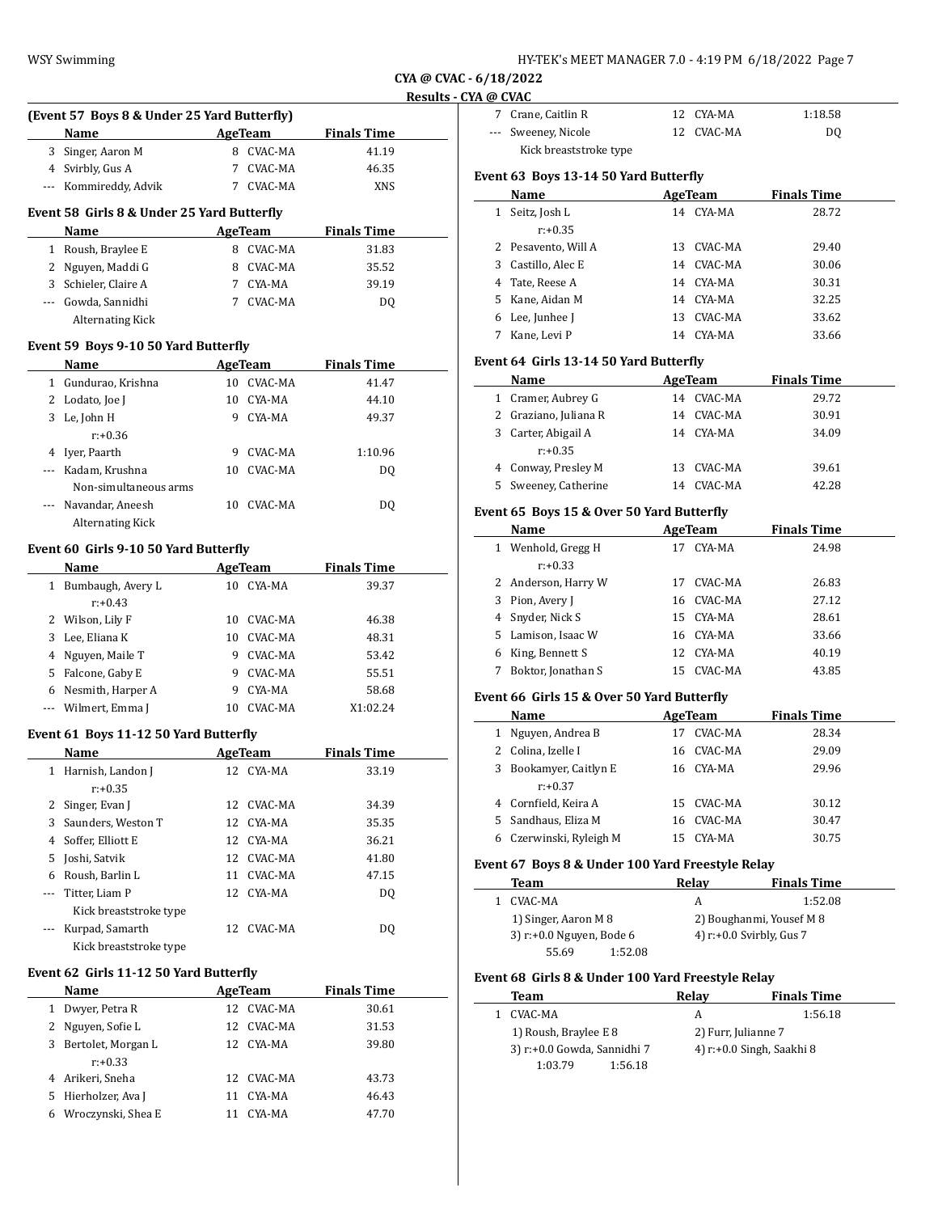## CYA @ CVAC - 6/18/2022

### Results - CYA @ CVAC

**(Event 57 Boys 8 & Under 25 Yard Butterfly)**

| | Name | Age | Team | Finals Time |
|---|---|---|---|---|
| 3 | Singer, Aaron M | 8 | CVAC-MA | 41.19 |
| 4 | Svirbly, Gus A | 7 | CVAC-MA | 46.35 |
| --- | Kommireddy, Advik | 7 | CVAC-MA | XNS |

**Event 58 Girls 8 & Under 25 Yard Butterfly**

| | Name | Age | Team | Finals Time |
|---|---|---|---|---|
| 1 | Roush, Braylee E | 8 | CVAC-MA | 31.83 |
| 2 | Nguyen, Maddi G | 8 | CVAC-MA | 35.52 |
| 3 | Schieler, Claire A | 7 | CYA-MA | 39.19 |
| --- | Gowda, Sannidhi | 7 | CVAC-MA | DQ |
| | Alternating Kick | | | |

**Event 59 Boys 9-10 50 Yard Butterfly**

| | Name | Age | Team | Finals Time |
|---|---|---|---|---|
| 1 | Gundurao, Krishna | 10 | CVAC-MA | 41.47 |
| 2 | Lodato, Joe J | 10 | CYA-MA | 44.10 |
| 3 | Le, John H | 9 | CYA-MA | 49.37 |
| | r:+0.36 | | | |
| 4 | Iyer, Paarth | 9 | CVAC-MA | 1:10.96 |
| --- | Kadam, Krushna | 10 | CVAC-MA | DQ |
| | Non-simultaneous arms | | | |
| --- | Navandar, Aneesh | 10 | CVAC-MA | DQ |
| | Alternating Kick | | | |

**Event 60 Girls 9-10 50 Yard Butterfly**

| | Name | Age | Team | Finals Time |
|---|---|---|---|---|
| 1 | Bumbaugh, Avery L | 10 | CYA-MA | 39.37 |
| | r:+0.43 | | | |
| 2 | Wilson, Lily F | 10 | CVAC-MA | 46.38 |
| 3 | Lee, Eliana K | 10 | CVAC-MA | 48.31 |
| 4 | Nguyen, Maile T | 9 | CVAC-MA | 53.42 |
| 5 | Falcone, Gaby E | 9 | CVAC-MA | 55.51 |
| 6 | Nesmith, Harper A | 9 | CYA-MA | 58.68 |
| --- | Wilmert, Emma J | 10 | CVAC-MA | X1:02.24 |

**Event 61 Boys 11-12 50 Yard Butterfly**

| | Name | Age | Team | Finals Time |
|---|---|---|---|---|
| 1 | Harnish, Landon J | 12 | CYA-MA | 33.19 |
| | r:+0.35 | | | |
| 2 | Singer, Evan J | 12 | CVAC-MA | 34.39 |
| 3 | Saunders, Weston T | 12 | CYA-MA | 35.35 |
| 4 | Soffer, Elliott E | 12 | CYA-MA | 36.21 |
| 5 | Joshi, Satvik | 12 | CVAC-MA | 41.80 |
| 6 | Roush, Barlin L | 11 | CVAC-MA | 47.15 |
| --- | Titter, Liam P | 12 | CYA-MA | DQ |
| | Kick breaststroke type | | | |
| --- | Kurpad, Samarth | 12 | CVAC-MA | DQ |
| | Kick breaststroke type | | | |

**Event 62 Girls 11-12 50 Yard Butterfly**

| | Name | Age | Team | Finals Time |
|---|---|---|---|---|
| 1 | Dwyer, Petra R | 12 | CVAC-MA | 30.61 |
| 2 | Nguyen, Sofie L | 12 | CVAC-MA | 31.53 |
| 3 | Bertolet, Morgan L | 12 | CYA-MA | 39.80 |
| | r:+0.33 | | | |
| 4 | Arikeri, Sneha | 12 | CVAC-MA | 43.73 |
| 5 | Hierholzer, Ava J | 11 | CYA-MA | 46.43 |
| 6 | Wroczynski, Shea E | 11 | CYA-MA | 47.70 |
| 7 | Crane, Caitlin R | 12 | CYA-MA | 1:18.58 |
| --- | Sweeney, Nicole | 12 | CVAC-MA | DQ |
| | Kick breaststroke type | | | |

**Event 63 Boys 13-14 50 Yard Butterfly**

| | Name | Age | Team | Finals Time |
|---|---|---|---|---|
| 1 | Seitz, Josh L | 14 | CYA-MA | 28.72 |
| | r:+0.35 | | | |
| 2 | Pesavento, Will A | 13 | CVAC-MA | 29.40 |
| 3 | Castillo, Alec E | 14 | CVAC-MA | 30.06 |
| 4 | Tate, Reese A | 14 | CYA-MA | 30.31 |
| 5 | Kane, Aidan M | 14 | CYA-MA | 32.25 |
| 6 | Lee, Junhee J | 13 | CVAC-MA | 33.62 |
| 7 | Kane, Levi P | 14 | CYA-MA | 33.66 |

**Event 64 Girls 13-14 50 Yard Butterfly**

| | Name | Age | Team | Finals Time |
|---|---|---|---|---|
| 1 | Cramer, Aubrey G | 14 | CVAC-MA | 29.72 |
| 2 | Graziano, Juliana R | 14 | CVAC-MA | 30.91 |
| 3 | Carter, Abigail A | 14 | CYA-MA | 34.09 |
| | r:+0.35 | | | |
| 4 | Conway, Presley M | 13 | CVAC-MA | 39.61 |
| 5 | Sweeney, Catherine | 14 | CVAC-MA | 42.28 |

**Event 65 Boys 15 & Over 50 Yard Butterfly**

| | Name | Age | Team | Finals Time |
|---|---|---|---|---|
| 1 | Wenhold, Gregg H | 17 | CYA-MA | 24.98 |
| | r:+0.33 | | | |
| 2 | Anderson, Harry W | 17 | CVAC-MA | 26.83 |
| 3 | Pion, Avery J | 16 | CVAC-MA | 27.12 |
| 4 | Snyder, Nick S | 15 | CYA-MA | 28.61 |
| 5 | Lamison, Isaac W | 16 | CYA-MA | 33.66 |
| 6 | King, Bennett S | 12 | CYA-MA | 40.19 |
| 7 | Boktor, Jonathan S | 15 | CVAC-MA | 43.85 |

**Event 66 Girls 15 & Over 50 Yard Butterfly**

| | Name | Age | Team | Finals Time |
|---|---|---|---|---|
| 1 | Nguyen, Andrea B | 17 | CVAC-MA | 28.34 |
| 2 | Colina, Izelle I | 16 | CVAC-MA | 29.09 |
| 3 | Bookamyer, Caitlyn E | 16 | CYA-MA | 29.96 |
| | r:+0.37 | | | |
| 4 | Cornfield, Keira A | 15 | CVAC-MA | 30.12 |
| 5 | Sandhaus, Eliza M | 16 | CVAC-MA | 30.47 |
| 6 | Czerwinski, Ryleigh M | 15 | CYA-MA | 30.75 |

**Event 67 Boys 8 & Under 100 Yard Freestyle Relay**

| | Team | Relay | Finals Time |
|---|---|---|---|
| 1 | CVAC-MA | A | 1:52.08 |

1) Singer, Aaron M 8 — 2) Boughanmi, Yousef M 8
3) r:+0.0 Nguyen, Bode 6 — 4) r:+0.0 Svirbly, Gus 7
55.69 — 1:52.08

**Event 68 Girls 8 & Under 100 Yard Freestyle Relay**

| | Team | Relay | Finals Time |
|---|---|---|---|
| 1 | CVAC-MA | A | 1:56.18 |

1) Roush, Braylee E 8 — 2) Furr, Julianne 7
3) r:+0.0 Gowda, Sannidhi 7 — 4) r:+0.0 Singh, Saakhi 8
1:03.79 — 1:56.18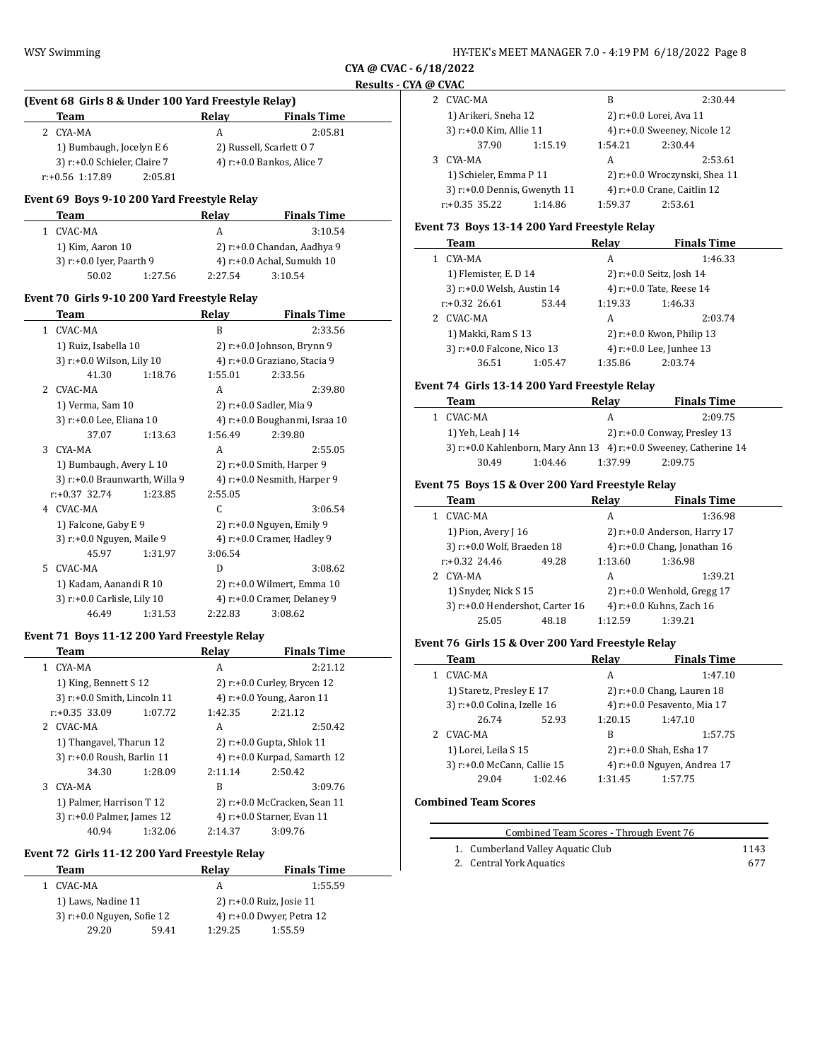CYA @ CVAC - 6/18/2022

Results - CYA @ CVAC

### (Event 68 Girls 8 & Under 100 Yard Freestyle Relay)

| Team | Relay | Finals Time |
|---|---|---|
| 2 CYA-MA | A | 2:05.81 |

1) Bumbaugh, Jocelyn E 6 2) Russell, Scarlett O 7
3) r:+0.0 Schieler, Claire 7 4) r:+0.0 Bankos, Alice 7
r:+0.56 1:17.89 2:05.81

### Event 69 Boys 9-10 200 Yard Freestyle Relay

| Team | Relay | Finals Time |
|---|---|---|
| 1 CVAC-MA | A | 3:10.54 |

1) Kim, Aaron 10 2) r:+0.0 Chandan, Aadhya 9
3) r:+0.0 Iyer, Paarth 9 4) r:+0.0 Achal, Sumukh 10
50.02 1:27.56 2:27.54 3:10.54

### Event 70 Girls 9-10 200 Yard Freestyle Relay

| Team | Relay | Finals Time |
|---|---|---|
| 1 CVAC-MA | B | 2:33.56 |

1) Ruiz, Isabella 10 2) r:+0.0 Johnson, Brynn 9
3) r:+0.0 Wilson, Lily 10 4) r:+0.0 Graziano, Stacia 9
41.30 1:18.76 1:55.01 2:33.56

| Team | Relay | Finals Time |
|---|---|---|
| 2 CVAC-MA | A | 2:39.80 |

1) Verma, Sam 10 2) r:+0.0 Sadler, Mia 9
3) r:+0.0 Lee, Eliana 10 4) r:+0.0 Boughanmi, Israa 10
37.07 1:13.63 1:56.49 2:39.80

| Team | Relay | Finals Time |
|---|---|---|
| 3 CYA-MA | A | 2:55.05 |

1) Bumbaugh, Avery L 10 2) r:+0.0 Smith, Harper 9
3) r:+0.0 Braunwarth, Willa 9 4) r:+0.0 Nesmith, Harper 9
r:+0.37 32.74 1:23.85 2:55.05

| Team | Relay | Finals Time |
|---|---|---|
| 4 CVAC-MA | C | 3:06.54 |

1) Falcone, Gaby E 9 2) r:+0.0 Nguyen, Emily 9
3) r:+0.0 Nguyen, Maile 9 4) r:+0.0 Cramer, Hadley 9
45.97 1:31.97 3:06.54

| Team | Relay | Finals Time |
|---|---|---|
| 5 CVAC-MA | D | 3:08.62 |

1) Kadam, Aanandi R 10 2) r:+0.0 Wilmert, Emma 10
3) r:+0.0 Carlisle, Lily 10 4) r:+0.0 Cramer, Delaney 9
46.49 1:31.53 2:22.83 3:08.62

### Event 71 Boys 11-12 200 Yard Freestyle Relay

| Team | Relay | Finals Time |
|---|---|---|
| 1 CYA-MA | A | 2:21.12 |

1) King, Bennett S 12 2) r:+0.0 Curley, Brycen 12
3) r:+0.0 Smith, Lincoln 11 4) r:+0.0 Young, Aaron 11
r:+0.35 33.09 1:07.72 1:42.35 2:21.12

| Team | Relay | Finals Time |
|---|---|---|
| 2 CVAC-MA | A | 2:50.42 |

1) Thangavel, Tharun 12 2) r:+0.0 Gupta, Shlok 11
3) r:+0.0 Roush, Barlin 11 4) r:+0.0 Kurpad, Samarth 12
34.30 1:28.09 2:11.14 2:50.42

| Team | Relay | Finals Time |
|---|---|---|
| 3 CYA-MA | B | 3:09.76 |

1) Palmer, Harrison T 12 2) r:+0.0 McCracken, Sean 11
3) r:+0.0 Palmer, James 12 4) r:+0.0 Starner, Evan 11
40.94 1:32.06 2:14.37 3:09.76

### Event 72 Girls 11-12 200 Yard Freestyle Relay

| Team | Relay | Finals Time |
|---|---|---|
| 1 CVAC-MA | A | 1:55.59 |

1) Laws, Nadine 11 2) r:+0.0 Ruiz, Josie 11
3) r:+0.0 Nguyen, Sofie 12 4) r:+0.0 Dwyer, Petra 12
29.20 59.41 1:29.25 1:55.59

| Team | Relay | Finals Time |
|---|---|---|
| 2 CVAC-MA | B | 2:30.44 |

1) Arikeri, Sneha 12 2) r:+0.0 Lorei, Ava 11
3) r:+0.0 Kim, Allie 11 4) r:+0.0 Sweeney, Nicole 12
37.90 1:15.19 1:54.21 2:30.44

| Team | Relay | Finals Time |
|---|---|---|
| 3 CYA-MA | A | 2:53.61 |

1) Schieler, Emma P 11 2) r:+0.0 Wroczynski, Shea 11
3) r:+0.0 Dennis, Gwenyth 11 4) r:+0.0 Crane, Caitlin 12
r:+0.35 35.22 1:14.86 1:59.37 2:53.61

### Event 73 Boys 13-14 200 Yard Freestyle Relay

| Team | Relay | Finals Time |
|---|---|---|
| 1 CYA-MA | A | 1:46.33 |

1) Flemister, E. D 14 2) r:+0.0 Seitz, Josh 14
3) r:+0.0 Welsh, Austin 14 4) r:+0.0 Tate, Reese 14
r:+0.32 26.61 53.44 1:19.33 1:46.33

| Team | Relay | Finals Time |
|---|---|---|
| 2 CVAC-MA | A | 2:03.74 |

1) Makki, Ram S 13 2) r:+0.0 Kwon, Philip 13
3) r:+0.0 Falcone, Nico 13 4) r:+0.0 Lee, Junhee 13
36.51 1:05.47 1:35.86 2:03.74

### Event 74 Girls 13-14 200 Yard Freestyle Relay

| Team | Relay | Finals Time |
|---|---|---|
| 1 CVAC-MA | A | 2:09.75 |

1) Yeh, Leah J 14 2) r:+0.0 Conway, Presley 13
3) r:+0.0 Kahlenborn, Mary Ann 13 4) r:+0.0 Sweeney, Catherine 14
30.49 1:04.46 1:37.99 2:09.75

### Event 75 Boys 15 & Over 200 Yard Freestyle Relay

| Team | Relay | Finals Time |
|---|---|---|
| 1 CVAC-MA | A | 1:36.98 |

1) Pion, Avery J 16 2) r:+0.0 Anderson, Harry 17
3) r:+0.0 Wolf, Braeden 18 4) r:+0.0 Chang, Jonathan 16
r:+0.32 24.46 49.28 1:13.60 1:36.98

| Team | Relay | Finals Time |
|---|---|---|
| 2 CYA-MA | A | 1:39.21 |

1) Snyder, Nick S 15 2) r:+0.0 Wenhold, Gregg 17
3) r:+0.0 Hendershot, Carter 16 4) r:+0.0 Kuhns, Zach 16
25.05 48.18 1:12.59 1:39.21

### Event 76 Girls 15 & Over 200 Yard Freestyle Relay

| Team | Relay | Finals Time |
|---|---|---|
| 1 CVAC-MA | A | 1:47.10 |

1) Staretz, Presley E 17 2) r:+0.0 Chang, Lauren 18
3) r:+0.0 Colina, Izelle 16 4) r:+0.0 Pesavento, Mia 17
26.74 52.93 1:20.15 1:47.10

| Team | Relay | Finals Time |
|---|---|---|
| 2 CVAC-MA | B | 1:57.75 |

1) Lorei, Leila S 15 2) r:+0.0 Shah, Esha 17
3) r:+0.0 McCann, Callie 15 4) r:+0.0 Nguyen, Andrea 17
29.04 1:02.46 1:31.45 1:57.75

### Combined Team Scores

| Combined Team Scores - Through Event 76 | |
|---|---|
| 1. Cumberland Valley Aquatic Club | 1143 |
| 2. Central York Aquatics | 677 |